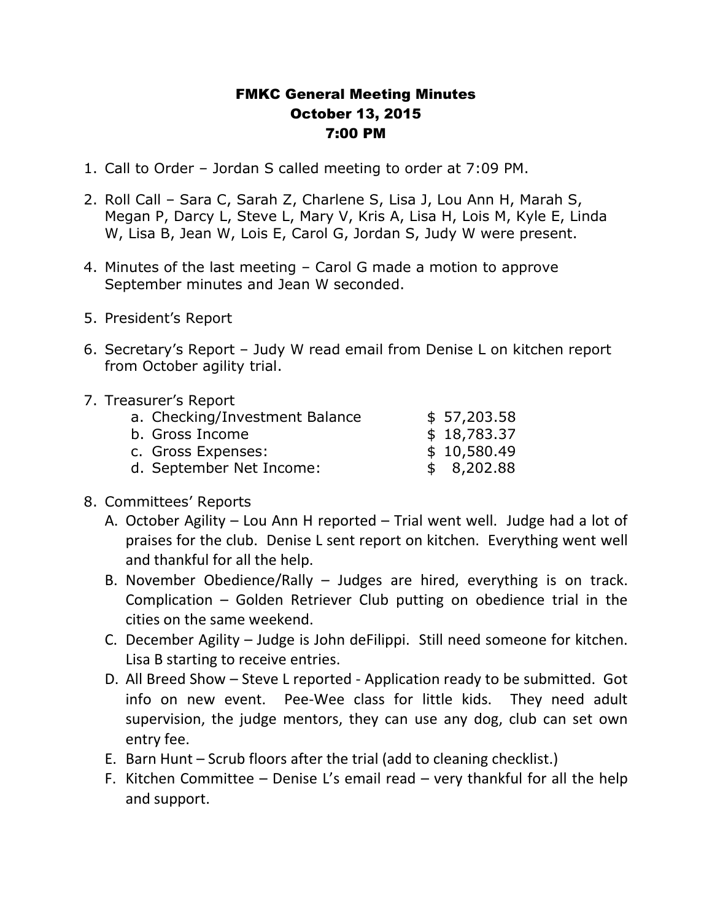# FMKC General Meeting Minutes
## October 13, 2015
## 7:00 PM

1. Call to Order – Jordan S called meeting to order at 7:09 PM.

2. Roll Call – Sara C, Sarah Z, Charlene S, Lisa J, Lou Ann H, Marah S, Megan P, Darcy L, Steve L, Mary V, Kris A, Lisa H, Lois M, Kyle E, Linda W, Lisa B, Jean W, Lois E, Carol G, Jordan S, Judy W were present.

4. Minutes of the last meeting – Carol G made a motion to approve September minutes and Jean W seconded.

5. President's Report

6. Secretary's Report – Judy W read email from Denise L on kitchen report from October agility trial.

7. Treasurer's Report
   a. Checking/Investment Balance $ 57,203.58
   b. Gross Income $ 18,783.37
   c. Gross Expenses: $ 10,580.49
   d. September Net Income: $ 8,202.88

8. Committees' Reports
   A. October Agility – Lou Ann H reported – Trial went well. Judge had a lot of praises for the club. Denise L sent report on kitchen. Everything went well and thankful for all the help.
   B. November Obedience/Rally – Judges are hired, everything is on track. Complication – Golden Retriever Club putting on obedience trial in the cities on the same weekend.
   C. December Agility – Judge is John deFilippi. Still need someone for kitchen. Lisa B starting to receive entries.
   D. All Breed Show – Steve L reported - Application ready to be submitted. Got info on new event. Pee-Wee class for little kids. They need adult supervision, the judge mentors, they can use any dog, club can set own entry fee.
   E. Barn Hunt – Scrub floors after the trial (add to cleaning checklist.)
   F. Kitchen Committee – Denise L's email read – very thankful for all the help and support.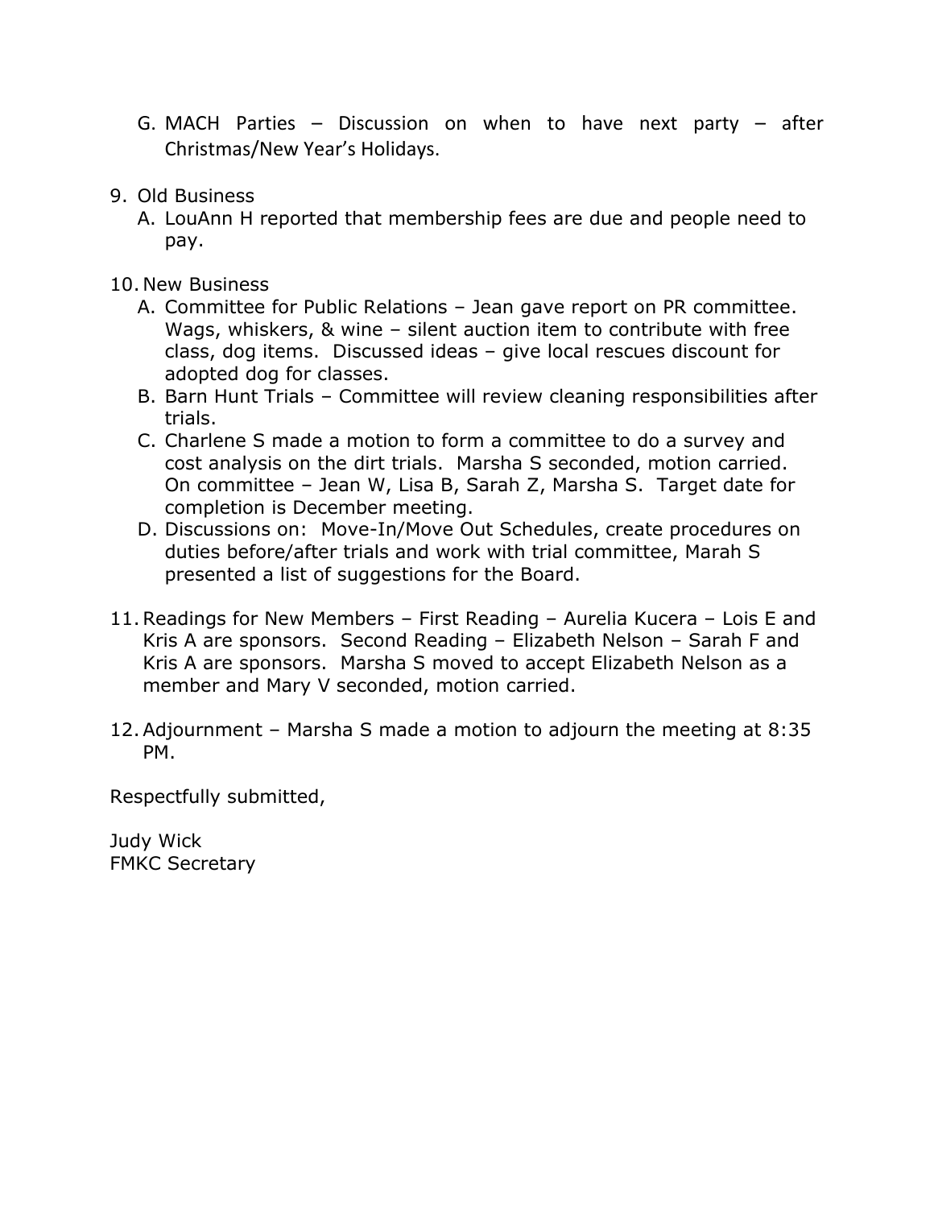G. MACH Parties – Discussion on when to have next party – after Christmas/New Year's Holidays.

9. Old Business
   A. LouAnn H reported that membership fees are due and people need to pay.

10. New Business
    A. Committee for Public Relations – Jean gave report on PR committee. Wags, whiskers, & wine – silent auction item to contribute with free class, dog items. Discussed ideas – give local rescues discount for adopted dog for classes.
    B. Barn Hunt Trials – Committee will review cleaning responsibilities after trials.
    C. Charlene S made a motion to form a committee to do a survey and cost analysis on the dirt trials. Marsha S seconded, motion carried. On committee – Jean W, Lisa B, Sarah Z, Marsha S. Target date for completion is December meeting.
    D. Discussions on: Move-In/Move Out Schedules, create procedures on duties before/after trials and work with trial committee, Marah S presented a list of suggestions for the Board.

11. Readings for New Members – First Reading – Aurelia Kucera – Lois E and Kris A are sponsors. Second Reading – Elizabeth Nelson – Sarah F and Kris A are sponsors. Marsha S moved to accept Elizabeth Nelson as a member and Mary V seconded, motion carried.

12. Adjournment – Marsha S made a motion to adjourn the meeting at 8:35 PM.

Respectfully submitted,

Judy Wick
FMKC Secretary